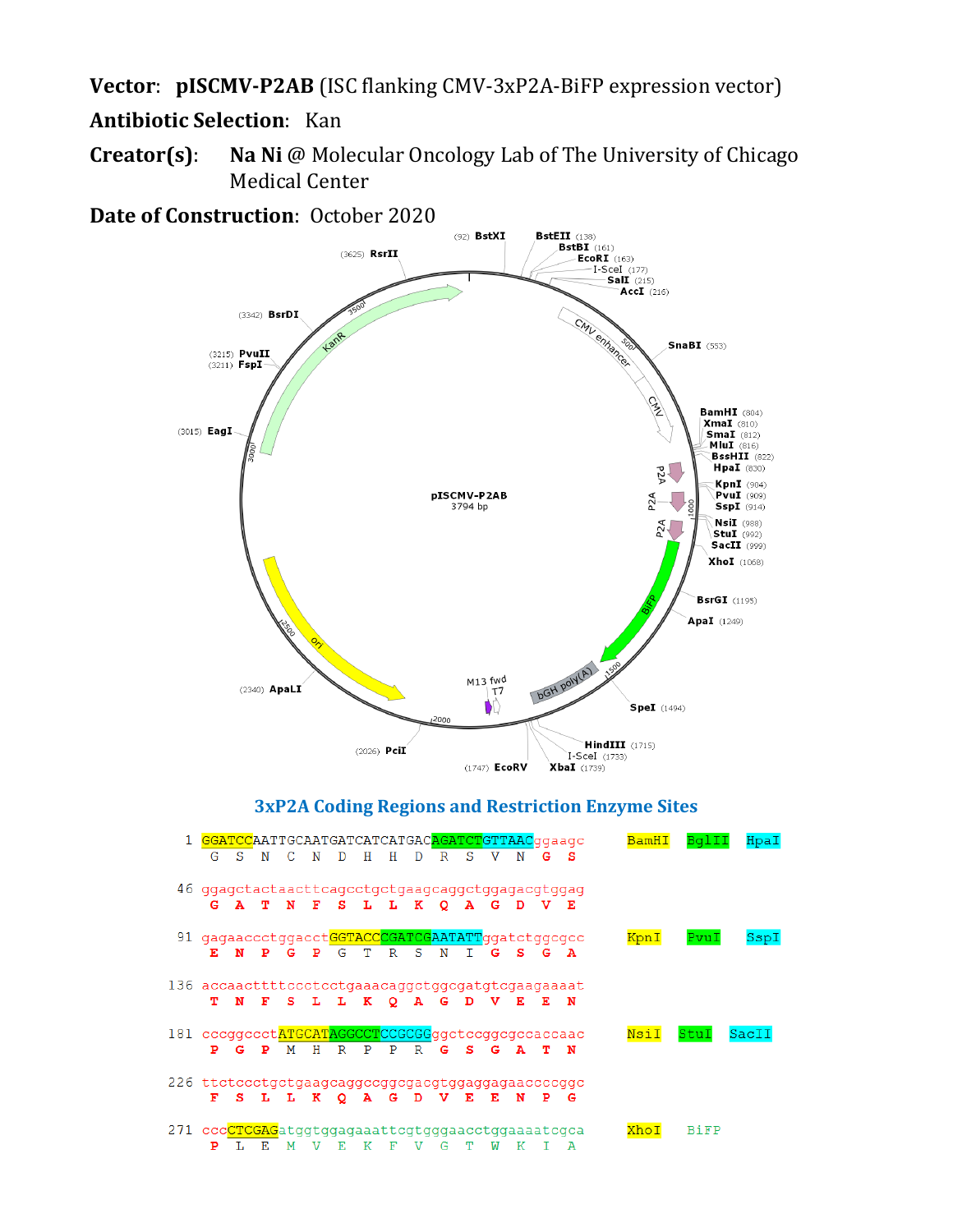**Vector**: **pISCMV-P2AB** (ISC flanking CMV-3xP2A-BiFP expression vector)

**Antibiotic Selection**: Kan

**Creator(s)**: **Na Ni** @ Molecular Oncology Lab of The University of Chicago Medical Center

**Date of Construction**: October 2020

pISCMV-P2AB
3794 bp

(92) BstXI
BstEII (138)
BstBI (161)
EcoRI (163)
I-SceI (177)
SalI (215)
AccI (216)
SnaBI (553)
BamHI (804)
XmaI (810)
SmaI (812)
MluI (816)
BssHII (822)
HpaI (830)
KpnI (904)
PvuI (909)
SspI (914)
NsiI (988)
StuI (992)
SacII (999)
XhoI (1068)
BsrGI (1195)
ApaI (1249)
SpeI (1494)
HindIII (1715)
I-SceI (1733)
XbaI (1739)
(1747) EcoRV
(2026) PciI
(2340) ApaLI
(3015) EagI
(3211) FspI
(3215) PvuII
(3342) BsrDI
(3625) RsrII

CMV enhancer, CMV, P2A, P2A, P2A, BiFP, bGH poly(A), T7, M13 fwd, ori, KanR

## 3xP2A Coding Regions and Restriction Enzyme Sites

```
  1  GGATCCAATTGCAATGATCATCATGACAGATCTGTTAACggaagc        BamHI  BglII  HpaI
      G  S  N  C  N  D  H  H  D  R  S  V  N  G  S

 46  ggagctactaacttcagcctgctgaagcaggctggagacgtggag
      G  A  T  N  F  S  L  L  K  Q  A  G  D  V  E

 91  gagaaccctggacctGGTACCCGATCGAATATTggatctggcgcc        KpnI   PvuI   SspI
      E  N  P  G  P  G  T  R  S  N  I  G  S  G  A

136  accaacttttccctcctgaaacaggctggcgatgtcgaagaaaat
      T  N  F  S  L  L  K  Q  A  G  D  V  E  E  N

181  cccggccctATGCATAGGCCTCCGCGGggctccggcgccaccaac        NsiI   StuI   SacII
      P  G  P  M  H  R  P  P  R  G  S  G  A  T  N

226  ttctccctgctgaagcaggccggcgacgtggaggagaaccccggc
      F  S  L  L  K  Q  A  G  D  V  E  E  N  P  G

271  cccCTCGAGatggtggagaaattcgtgggaacctggaaaatcgca        XhoI   BiFP
      P  L  E  M  V  E  K  F  V  G  T  W  K  I  A
```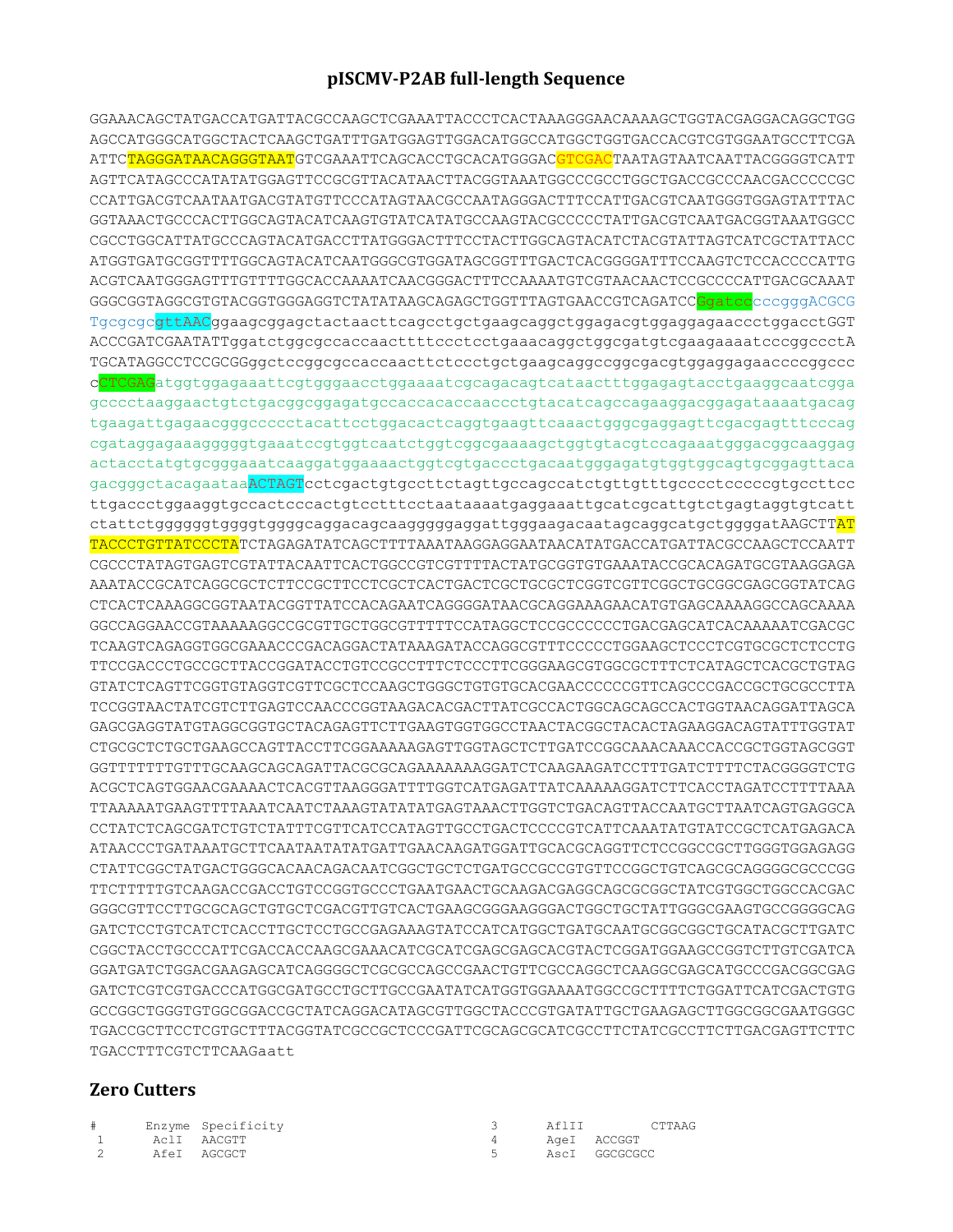## pISCMV-P2AB full-length Sequence

```
GGAAACAGCTATGACCATGATTACGCCAAGCTCGAAATTACCCTCACTAAAGGGAACAAAAGCTGGTACGAGGACAGGCTGG
AGCCATGGGCATGGCTACTCAAGCTGATTTGATGGAGTTGGACATGGCCATGGCTGGTGACCACGTCGTGGAATGCCTTCGA
ATTCTAGGGATAACAGGGTAATGTCGAAATTCAGCACCTGCACATGGACGTCGACTAATAGTAATCAATTACGGGGTCATT
AGTTCATAGCCCATATATGGAGTTCCGCGTTACATAACTTACGGTAAATGGCCCGCCTGGCTGACCGCCCAACGACCCCCGC
CCATTGACGTCAATAATGACGTATGTTCCCATAGTAACGCCAATAGGGACTTTCCATTGACGTCAATGGGTGGAGTATTTAC
GGTAAACTGCCCACTTGGCAGTACATCAAGTGTATCATATGCCAAGTACGCCCCCTATTGACGTCAATGACGGTAAATGGCC
CGCCTGGCATTATGCCCAGTACATGACCTTATGGGACTTTCCTACTTGGCAGTACATCTACGTATTAGTCATCGCTATTACC
ATGGTGATGCGGTTTTGGCAGTACATCAATGGGCGTGGATAGCGGTTTGACTCACGGGGATTTCCAAGTCTCCACCCCATTG
ACGTCAATGGGAGTTTGTTTTGGCACCAAAATCAACGGGACTTTCCAAAATGTCGTAACAACTCCGCCCCATTGACGCAAAT
GGGCGGTAGGCGTGTACGGTGGGAGGTCTATATAAGCAGAGCTGGTTTAGTGAACCGTCAGATCCGgatcccccgggACGCG
TgcgcgcgttAACggaagcggagctactaacttcagcctgctgaagcaggctggagacgtggaggagaaccctggacctGGT
ACCCGATCGAATATTggatctggcgccaccaacttttccctcctgaaacaggctggcgatgtcgaagaaaatcccggccctA
TGCATAGGCCTCCGCGGggctccggcgccaccaacttctccctgctgaagcaggccggcgacgtggaggagaaccccggccc
cCTCGAGatggtggagaaattcgtgggaacctggaaaatcgcagacagtcataactttggagagtacctgaaggcaatcgga
gccccctaaggaactgtctgacggcggagatgccaccacaccaaccctgtacatcagccagaaggacggagataaaatgacag
tgaagattgagaacgggccccctacattcctggacactcaggtgaagttcaaactgggcgaggagttcgacgagtttcccag
cgataggagaaaggggggtgaaatccgtggtcaatctggtcggcgaaaagctggtgtacgtccagaaatgggacggcaaggag
actacctatgtgcgggaaatcaaggatggaaaactggtcgtgaccctgacaatgggagatgtggtggcagtgcggagttaca
gacgggctacagaataaACTAGTcctcgactgtgccttctagttgccagccatctgttgtttgcccctcccccgtgccttcc
ttgaccctggaaggtgccactcccactgtcctttcctaataaaatgaggaaattgcatcgcattgtctgagtaggtgtcatt
ctattctggggggtggggtggggcaggacagcaagggggaggattgggaagacaatagcaggcatgctggggatAAGCTTAT
TACCCTGTTATCCCTATCTAGAGATATCAGCTTTTAAATAAGGAGGAATAACATATGACCATGATTACGCCAAGCTCCAATT
CGCCCTATAGTGAGTCGTATTACAATTCACTGGCCGTCGTTTTACTATGCGGTGTGAAATACCGCACAGATGCGTAAGGAGA
AAATACCGCATCAGGCGCTCTTCCGCTTCCTCGCTCACTGACTCGCTGCGCTCGGTCGTTCGGCTGCGGCGAGCGGTATCAG
CTCACTCAAAGGCGGTAATACGGTTATCCACAGAATCAGGGGATAACGCAGGAAAGAACATGTGAGCAAAAGGCCAGCAAAA
GGCCAGGAACCGTAAAAAGGCCGCGTTGCTGGCGTTTTTCCATAGGCTCCGCCCCCCTGACGAGCATCACAAAAATCGACGC
TCAAGTCAGAGGTGGCGAAACCCGACAGGACTATAAAGATACCAGGCGTTTCCCCCTGGAAGCTCCCTCGTGCGCTCTCCTG
TTCCGACCCTGCCGCTTACCGGATACCTGTCCGCCTTTCTCCCTTCGGGAAGCGTGGCGCTTTCTCATAGCTCACGCTGTAG
GTATCTCAGTTCGGTGTAGGTCGTTCGCTCCAAGCTGGGCTGTGTGCACGAACCCCCCGTTCAGCCCGACCGCTGCGCCTTA
TCCGGTAACTATCGTCTTGAGTCCAACCCGGTAAGACACGACTTATCGCCACTGGCAGCAGCCACTGGTAACAGGATTAGCA
GAGCGAGGTATGTAGGCGGTGCTACAGAGTTCTTGAAGTGGTGGCCTAACTACGGCTACACTAGAAGGACAGTATTTGGTAT
CTGCGCTCTGCTGAAGCCAGTTACCTTCGGAAAAAGAGTTGGTAGCTCTTGATCCGGCAAACAAACCACCGCTGGTAGCGGT
GGTTTTTTTGTTTGCAAGCAGCAGATTACGCGCAGAAAAAAAGGATCTCAAGAAGATCCTTTGATCTTTTCTACGGGGTCTG
ACGCTCAGTGGAACGAAAACTCACGTTAAGGGATTTTGGTCATGAGATTATCAAAAAGGATCTTCACCTAGATCCTTTTAAA
TTAAAAATGAAGTTTTAAATCAATCTAAAGTATATATGAGTAAACTTGGTCTGACAGTTACCAATGCTTAATCAGTGAGGCA
CCTATCTCAGCGATCTGTCTATTTCGTTCATCCATAGTTGCCTGACTCCCCGTCATTCAAATATGTATCCGCTCATGAGACA
ATAACCCTGATAAATGCTTCAATAATATATTGAACAAGATGGATTGCACGCAGGTTCTCCGGCCGCTTGGGTGGAGAGG
CTATTCGGCTATGACTGGGCACAACAGACAATCGGCTGCTCTGATGCCGCCGTGTTCCGGCTGTCAGCGCAGGGGCGCCCGG
TTCTTTTTGTCAAGACCGACCTGTCCGGTGCCCTGAATGAACTGCAAGACGAGGCAGCGCGGCTATCGTGGCTGGCCACGAC
GGGCGTTCCTTGCGCAGCTGTGCTCGACGTTGTCACTGAAGCGGGAAGGGACTGGCTGCTATTGGGCGAAGTGCCGGGGCAG
GATCTCCTGTCATCTCACCTTGCTCCTGCCGAGAAAGTATCCATCATGGCTGATGCAATGCGGCGGCTGCATACGCTTGATC
CGGCTACCTGCCCATTCGACCACCAAGCGAAACATCGCATCGAGCGAGCACGTACTCGGATGGAAGCCGGTCTTGTCGATCA
GGATGATCTGGACGAAGAGCATCAGGGGCTCGCGCCAGCCGAACTGTTCGCCAGGCTCAAGGCGAGCATGCCCGACGGCGAG
GATCTCGTCGTGACCCATGGCGATGCCTGCTTGCCGAATATCATGGTGGAAAATGGCCGCTTTTCTGGATTCATCGACTGTG
GCCGGCTGGGTGTGGCGGACCGCTATCAGGACATAGCGTTGGCTACCCGTGATATTGCTGAAGAGCTTGGCGGCGAATGGGC
TGACCGCTTCCTCGTGCTTTACGGTATCGCCGCTCCCGATTCGCAGCGCATCGCCTTCTATCGCCTTCTTGACGAGTTCTTC
TGACCTTTCGTCTTCAAGaatt
```

## Zero Cutters

| # | Enzyme | Specificity |
|---|---|---|
| 1 | AclI | AACGTT |
| 2 | AfeI | AGCGCT |
| 3 | AflII | CTTAAG |
| 4 | AgeI | ACCGGT |
| 5 | AscI | GGCGCGCC |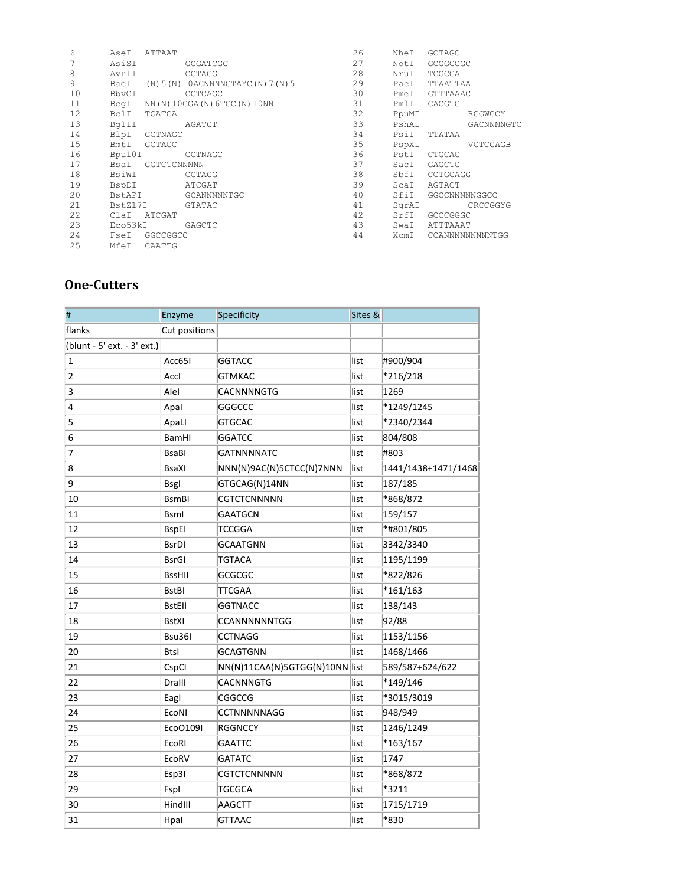| | | |
|---|---|---|
| 6 | AseI | ATTAAT |
| 7 | AsiSI | GCGATCGC |
| 8 | AvrII | CCTAGG |
| 9 | BaeI | (N)5(N)10ACNNNNGTAYC(N)7(N)5 |
| 10 | BbvCI | CCTCAGC |
| 11 | BcgI | NN(N)10CGA(N)6TGC(N)10NN |
| 12 | BclI | TGATCA |
| 13 | BglII | AGATCT |
| 14 | BlpI | GCTNAGC |
| 15 | BmtI | GCTAGC |
| 16 | Bpu10I | CCTNAGC |
| 17 | BsaI | GGTCTCNNNNN |
| 18 | BsiWI | CGTACG |
| 19 | BspDI | ATCGAT |
| 20 | BstAPI | GCANNNNNTGC |
| 21 | BstZ17I | GTATAC |
| 22 | ClaI | ATCGAT |
| 23 | Eco53kI | GAGCTC |
| 24 | FseI | GGCCGGCC |
| 25 | MfeI | CAATTG |
| 26 | NheI | GCTAGC |
| 27 | NotI | GCGGCCGC |
| 28 | NruI | TCGCGA |
| 29 | PacI | TTAATTAA |
| 30 | PmeI | GTTTAAAC |
| 31 | PmlI | CACGTG |
| 32 | PpuMI | RGGWCCY |
| 33 | PshAI | GACNNNNGTC |
| 34 | PsiI | TTATAA |
| 35 | PspXI | VCTCGAGB |
| 36 | PstI | CTGCAG |
| 37 | SacI | GAGCTC |
| 38 | SbfI | CCTGCAGG |
| 39 | ScaI | AGTACT |
| 40 | SfiI | GGCCNNNNNGGCC |
| 41 | SgrAI | CRCCGGYG |
| 42 | SrfI | GCCCGGGC |
| 43 | SwaI | ATTTAAAT |
| 44 | XcmI | CCANNNNNNNNNTGG |

## One-Cutters

| # | Enzyme | Specificity | Sites & | |
|---|---|---|---|---|
| flanks | Cut positions | | | |
| (blunt - 5' ext. - 3' ext.) | | | | |
| 1 | Acc65I | GGTACC | list | #900/904 |
| 2 | AccI | GTMKAC | list | *216/218 |
| 3 | AleI | CACNNNNGTG | list | 1269 |
| 4 | ApaI | GGGCCC | list | *1249/1245 |
| 5 | ApaLI | GTGCAC | list | *2340/2344 |
| 6 | BamHI | GGATCC | list | 804/808 |
| 7 | BsaBI | GATNNNNATC | list | #803 |
| 8 | BsaXI | NNN(N)9AC(N)5CTCC(N)7NNN | list | 1441/1438+1471/1468 |
| 9 | BsgI | GTGCAG(N)14NN | list | 187/185 |
| 10 | BsmBI | CGTCTCNNNNN | list | *868/872 |
| 11 | BsmI | GAATGCN | list | 159/157 |
| 12 | BspEI | TCCGGA | list | *#801/805 |
| 13 | BsrDI | GCAATGNN | list | 3342/3340 |
| 14 | BsrGI | TGTACA | list | 1195/1199 |
| 15 | BssHII | GCGCGC | list | *822/826 |
| 16 | BstBI | TTCGAA | list | *161/163 |
| 17 | BstEII | GGTNACC | list | 138/143 |
| 18 | BstXI | CCANNNNNNTGG | list | 92/88 |
| 19 | Bsu36I | CCTNAGG | list | 1153/1156 |
| 20 | BtsI | GCAGTGNN | list | 1468/1466 |
| 21 | CspCI | NN(N)11CAA(N)5GTGG(N)10NN | list | 589/587+624/622 |
| 22 | DraIII | CACNNNGTG | list | *149/146 |
| 23 | EagI | CGGCCG | list | *3015/3019 |
| 24 | EcoNI | CCTNNNNNAGG | list | 948/949 |
| 25 | EcoO109I | RGGNCCY | list | 1246/1249 |
| 26 | EcoRI | GAATTC | list | *163/167 |
| 27 | EcoRV | GATATC | list | 1747 |
| 28 | Esp3I | CGTCTCNNNNN | list | *868/872 |
| 29 | FspI | TGCGCA | list | *3211 |
| 30 | HindIII | AAGCTT | list | 1715/1719 |
| 31 | HpaI | GTTAAC | list | *830 |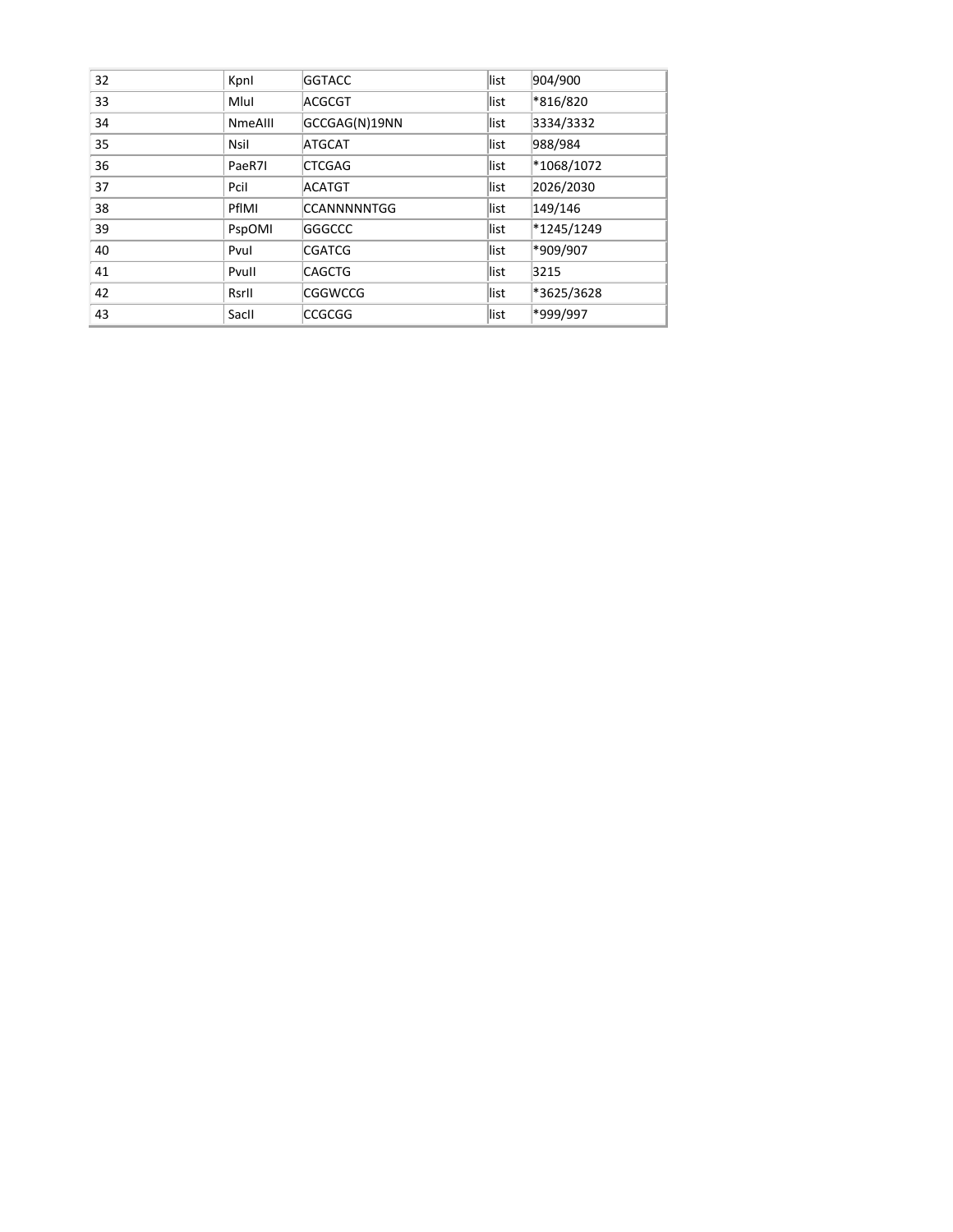| | | | | |
|---|---|---|---|---|
| 32 | KpnI | GGTACC | list | 904/900 |
| 33 | MluI | ACGCGT | list | *816/820 |
| 34 | NmeAIII | GCCGAG(N)19NN | list | 3334/3332 |
| 35 | NsiI | ATGCAT | list | 988/984 |
| 36 | PaeR7I | CTCGAG | list | *1068/1072 |
| 37 | PciI | ACATGT | list | 2026/2030 |
| 38 | PflMI | CCANNNNNTGG | list | 149/146 |
| 39 | PspOMI | GGGCCC | list | *1245/1249 |
| 40 | PvuI | CGATCG | list | *909/907 |
| 41 | PvuII | CAGCTG | list | 3215 |
| 42 | RsrII | CGGWCCG | list | *3625/3628 |
| 43 | SacII | CCGCGG | list | *999/997 |